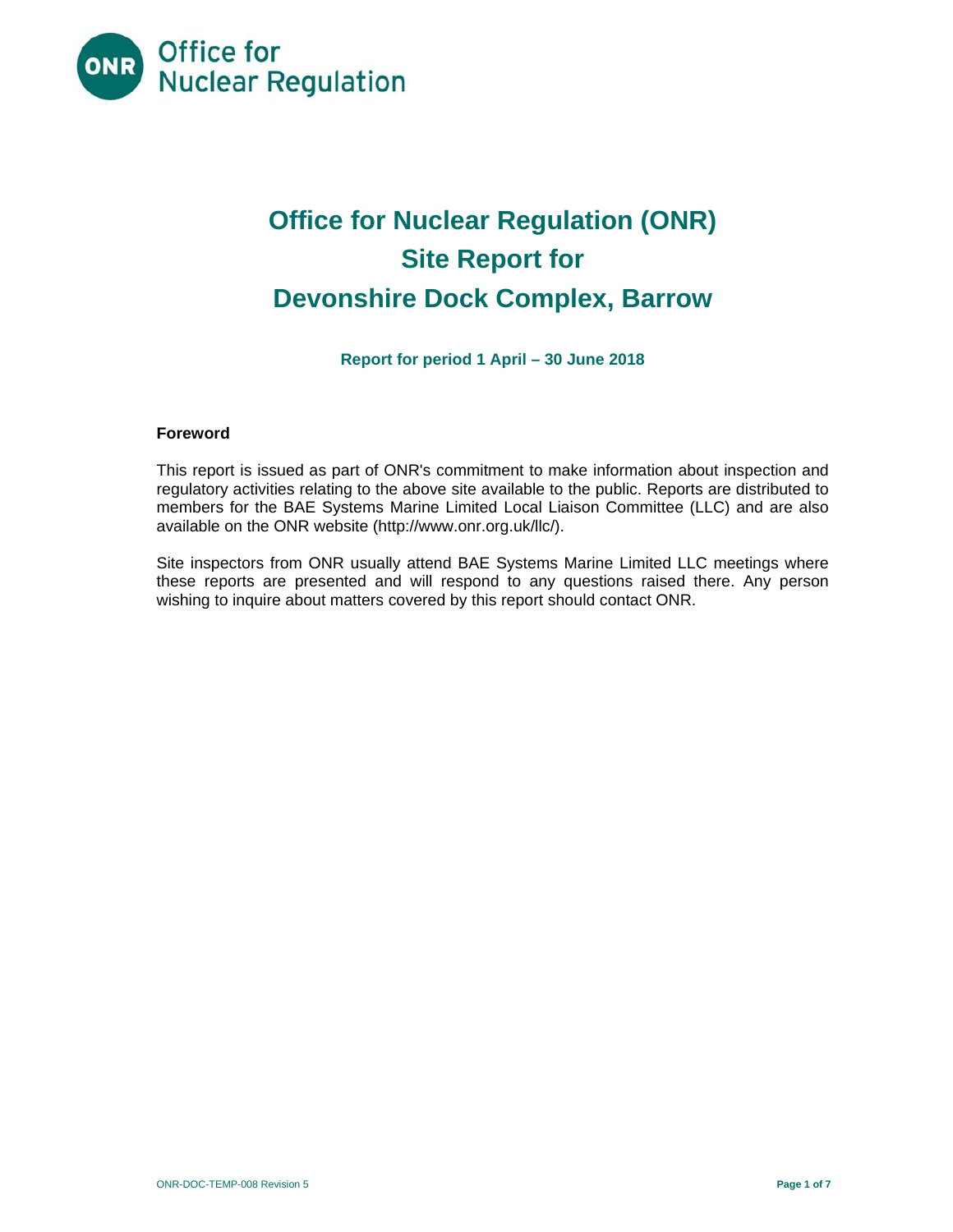Office for Nuclear Regulation

# Office for Nuclear Regulation (ONR) Site Report for Devonshire Dock Complex, Barrow

**Report for period 1 April – 30 June 2018**

**Foreword**

This report is issued as part of ONR's commitment to make information about inspection and regulatory activities relating to the above site available to the public. Reports are distributed to members for the BAE Systems Marine Limited Local Liaison Committee (LLC) and are also available on the ONR website (http://www.onr.org.uk/llc/).

Site inspectors from ONR usually attend BAE Systems Marine Limited LLC meetings where these reports are presented and will respond to any questions raised there. Any person wishing to inquire about matters covered by this report should contact ONR.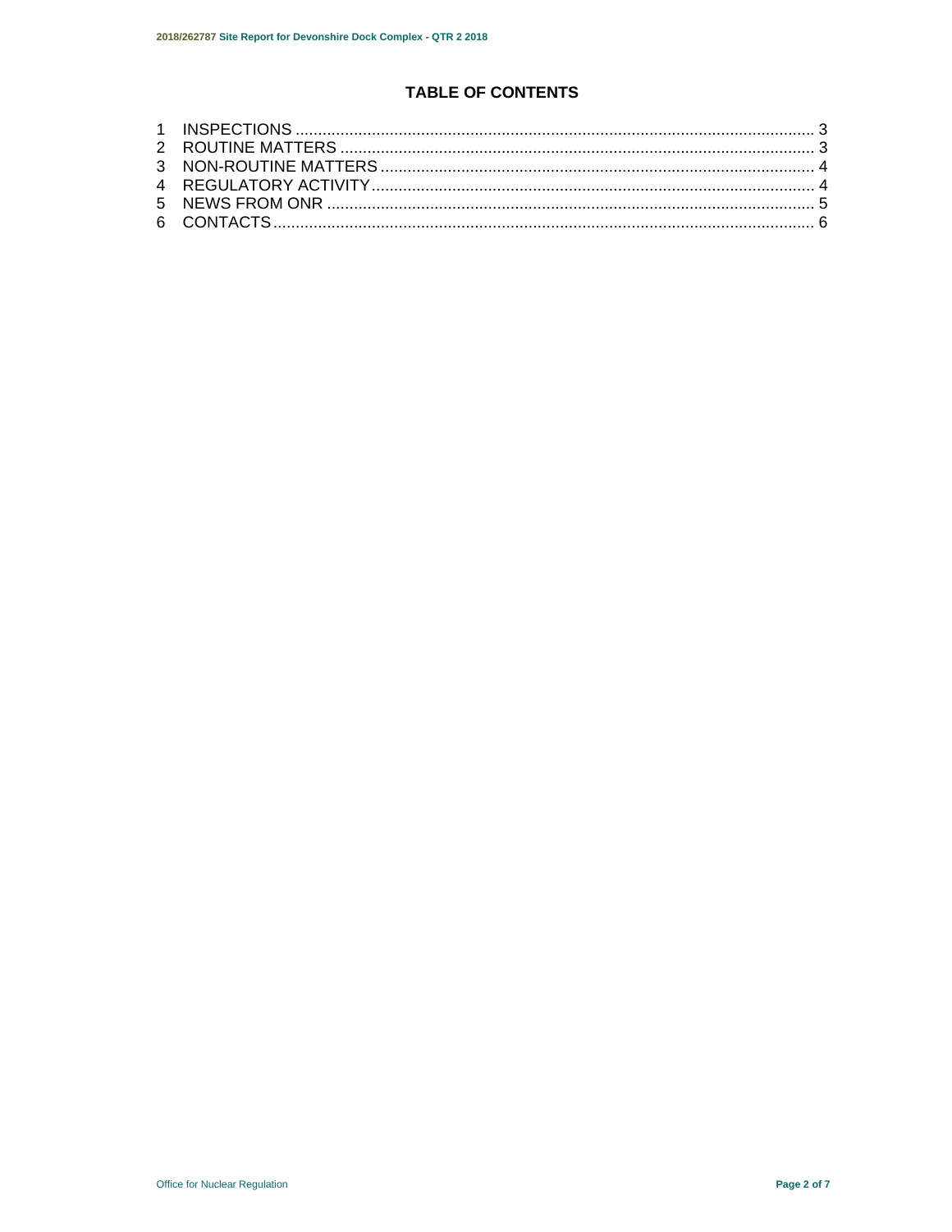# TABLE OF CONTENTS

1 INSPECTIONS ........................................................................ 3
2 ROUTINE MATTERS .................................................................. 3
3 NON-ROUTINE MATTERS .......................................................... 4
4 REGULATORY ACTIVITY ............................................................ 4
5 NEWS FROM ONR ...................................................................... 5
6 CONTACTS ................................................................................ 6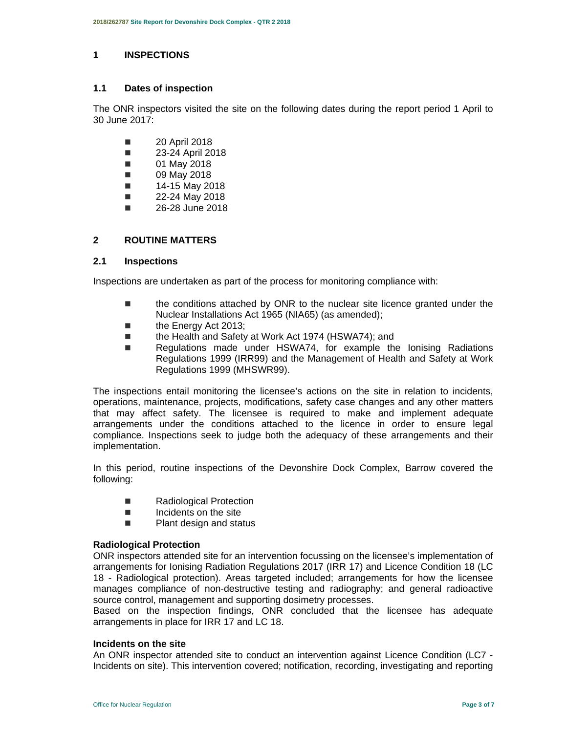## 1 INSPECTIONS

### 1.1 Dates of inspection

The ONR inspectors visited the site on the following dates during the report period 1 April to 30 June 2017:

- 20 April 2018
- 23-24 April 2018
- 01 May 2018
- 09 May 2018
- 14-15 May 2018
- 22-24 May 2018
- 26-28 June 2018

## 2 ROUTINE MATTERS

### 2.1 Inspections

Inspections are undertaken as part of the process for monitoring compliance with:

- the conditions attached by ONR to the nuclear site licence granted under the Nuclear Installations Act 1965 (NIA65) (as amended);
- the Energy Act 2013;
- the Health and Safety at Work Act 1974 (HSWA74); and
- Regulations made under HSWA74, for example the Ionising Radiations Regulations 1999 (IRR99) and the Management of Health and Safety at Work Regulations 1999 (MHSWR99).

The inspections entail monitoring the licensee's actions on the site in relation to incidents, operations, maintenance, projects, modifications, safety case changes and any other matters that may affect safety. The licensee is required to make and implement adequate arrangements under the conditions attached to the licence in order to ensure legal compliance. Inspections seek to judge both the adequacy of these arrangements and their implementation.

In this period, routine inspections of the Devonshire Dock Complex, Barrow covered the following:

- Radiological Protection
- Incidents on the site
- Plant design and status

**Radiological Protection**

ONR inspectors attended site for an intervention focussing on the licensee's implementation of arrangements for Ionising Radiation Regulations 2017 (IRR 17) and Licence Condition 18 (LC 18 - Radiological protection). Areas targeted included; arrangements for how the licensee manages compliance of non-destructive testing and radiography; and general radioactive source control, management and supporting dosimetry processes.

Based on the inspection findings, ONR concluded that the licensee has adequate arrangements in place for IRR 17 and LC 18.

**Incidents on the site**

An ONR inspector attended site to conduct an intervention against Licence Condition (LC7 - Incidents on site). This intervention covered; notification, recording, investigating and reporting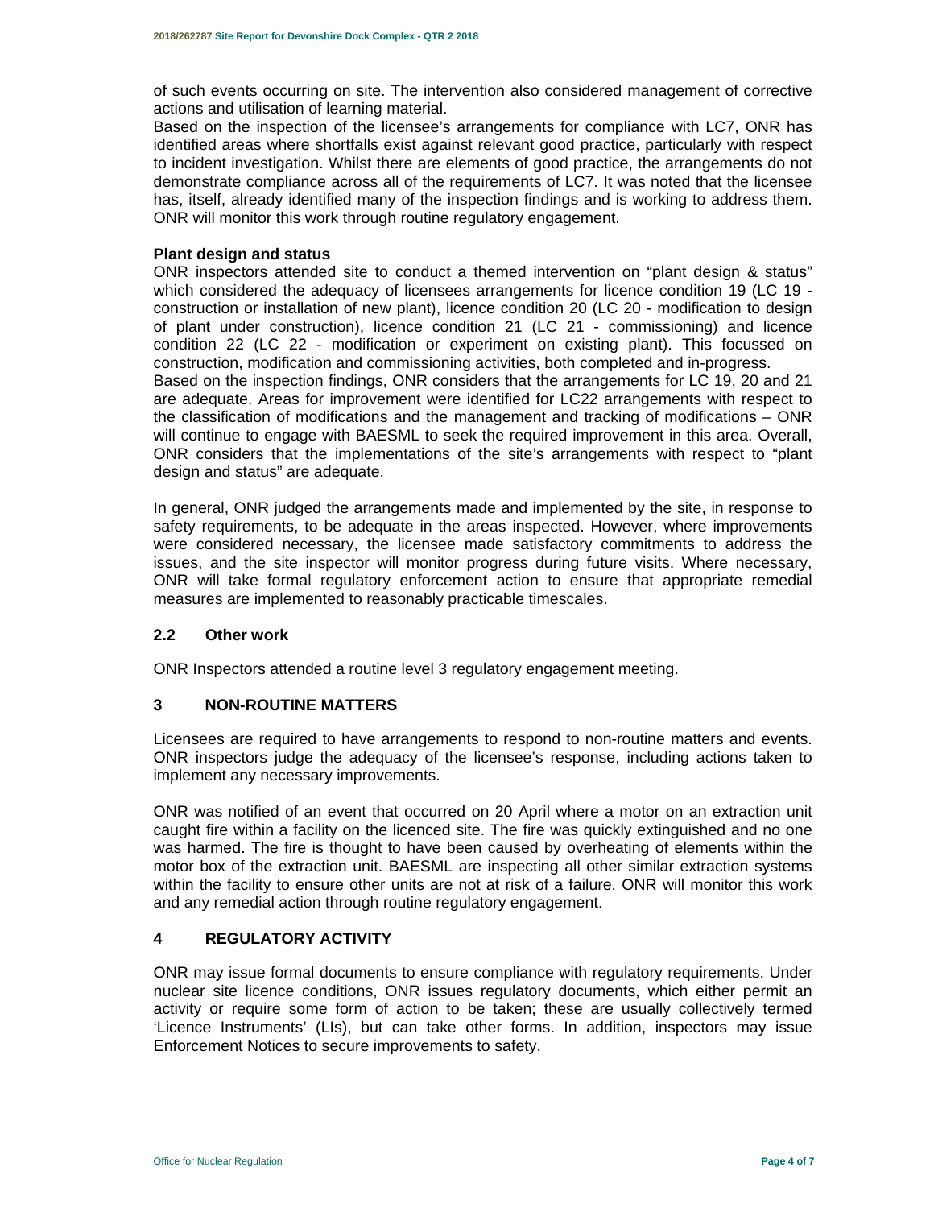of such events occurring on site. The intervention also considered management of corrective actions and utilisation of learning material.

Based on the inspection of the licensee's arrangements for compliance with LC7, ONR has identified areas where shortfalls exist against relevant good practice, particularly with respect to incident investigation. Whilst there are elements of good practice, the arrangements do not demonstrate compliance across all of the requirements of LC7. It was noted that the licensee has, itself, already identified many of the inspection findings and is working to address them. ONR will monitor this work through routine regulatory engagement.

**Plant design and status**

ONR inspectors attended site to conduct a themed intervention on "plant design & status" which considered the adequacy of licensees arrangements for licence condition 19 (LC 19 - construction or installation of new plant), licence condition 20 (LC 20 - modification to design of plant under construction), licence condition 21 (LC 21 - commissioning) and licence condition 22 (LC 22 - modification or experiment on existing plant). This focussed on construction, modification and commissioning activities, both completed and in-progress.

Based on the inspection findings, ONR considers that the arrangements for LC 19, 20 and 21 are adequate. Areas for improvement were identified for LC22 arrangements with respect to the classification of modifications and the management and tracking of modifications – ONR will continue to engage with BAESML to seek the required improvement in this area. Overall, ONR considers that the implementations of the site's arrangements with respect to "plant design and status" are adequate.

In general, ONR judged the arrangements made and implemented by the site, in response to safety requirements, to be adequate in the areas inspected. However, where improvements were considered necessary, the licensee made satisfactory commitments to address the issues, and the site inspector will monitor progress during future visits. Where necessary, ONR will take formal regulatory enforcement action to ensure that appropriate remedial measures are implemented to reasonably practicable timescales.

### 2.2 Other work

ONR Inspectors attended a routine level 3 regulatory engagement meeting.

## 3 NON-ROUTINE MATTERS

Licensees are required to have arrangements to respond to non-routine matters and events. ONR inspectors judge the adequacy of the licensee's response, including actions taken to implement any necessary improvements.

ONR was notified of an event that occurred on 20 April where a motor on an extraction unit caught fire within a facility on the licenced site. The fire was quickly extinguished and no one was harmed. The fire is thought to have been caused by overheating of elements within the motor box of the extraction unit. BAESML are inspecting all other similar extraction systems within the facility to ensure other units are not at risk of a failure. ONR will monitor this work and any remedial action through routine regulatory engagement.

## 4 REGULATORY ACTIVITY

ONR may issue formal documents to ensure compliance with regulatory requirements. Under nuclear site licence conditions, ONR issues regulatory documents, which either permit an activity or require some form of action to be taken; these are usually collectively termed 'Licence Instruments' (LIs), but can take other forms. In addition, inspectors may issue Enforcement Notices to secure improvements to safety.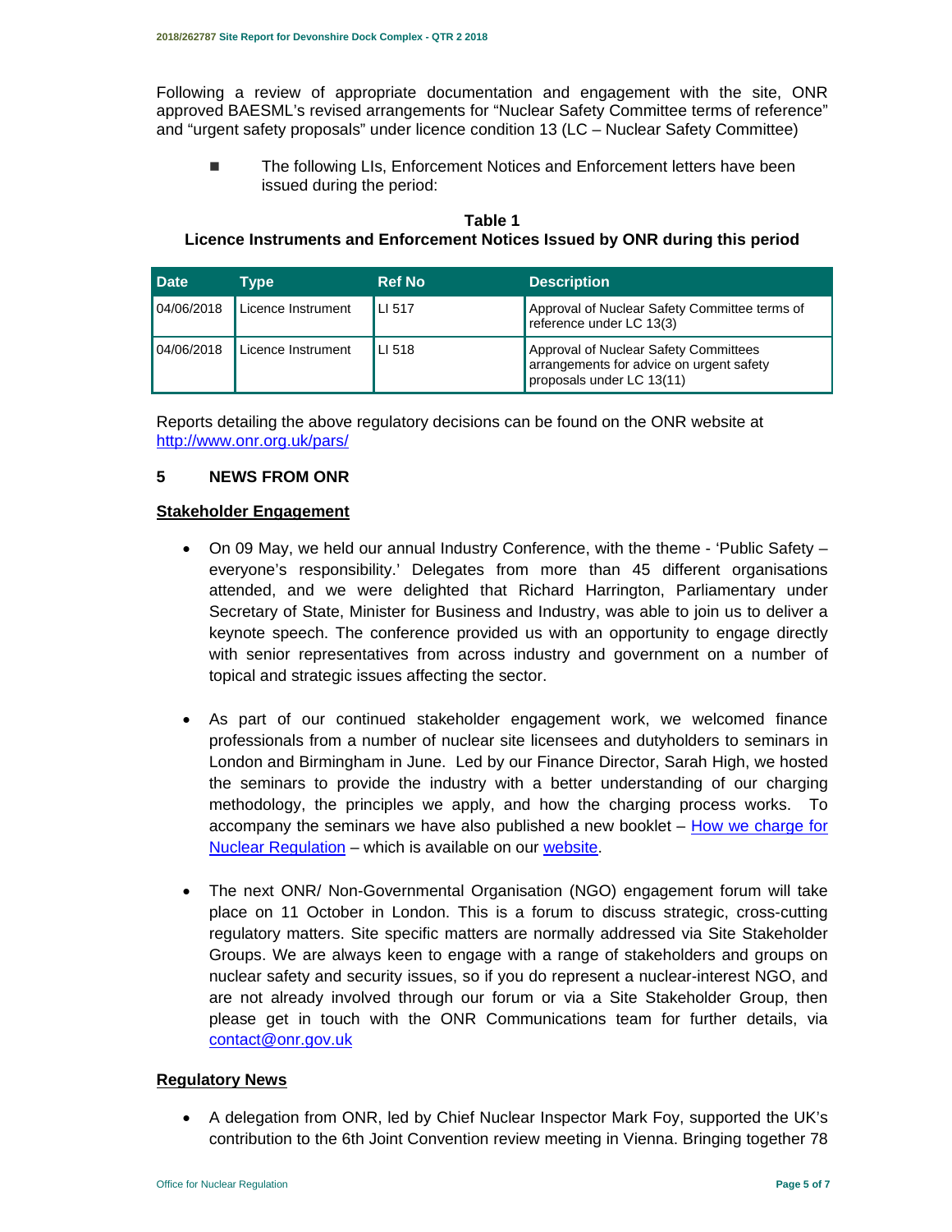Following a review of appropriate documentation and engagement with the site, ONR approved BAESML's revised arrangements for "Nuclear Safety Committee terms of reference" and "urgent safety proposals" under licence condition 13 (LC – Nuclear Safety Committee)

- The following LIs, Enforcement Notices and Enforcement letters have been issued during the period:

**Table 1**
**Licence Instruments and Enforcement Notices Issued by ONR during this period**

| Date | Type | Ref No | Description |
|---|---|---|---|
| 04/06/2018 | Licence Instrument | LI 517 | Approval of Nuclear Safety Committee terms of reference under LC 13(3) |
| 04/06/2018 | Licence Instrument | LI 518 | Approval of Nuclear Safety Committees arrangements for advice on urgent safety proposals under LC 13(11) |

Reports detailing the above regulatory decisions can be found on the ONR website at http://www.onr.org.uk/pars/

## 5 NEWS FROM ONR

**Stakeholder Engagement**

- On 09 May, we held our annual Industry Conference, with the theme - 'Public Safety – everyone's responsibility.' Delegates from more than 45 different organisations attended, and we were delighted that Richard Harrington, Parliamentary under Secretary of State, Minister for Business and Industry, was able to join us to deliver a keynote speech. The conference provided us with an opportunity to engage directly with senior representatives from across industry and government on a number of topical and strategic issues affecting the sector.

- As part of our continued stakeholder engagement work, we welcomed finance professionals from a number of nuclear site licensees and dutyholders to seminars in London and Birmingham in June. Led by our Finance Director, Sarah High, we hosted the seminars to provide the industry with a better understanding of our charging methodology, the principles we apply, and how the charging process works. To accompany the seminars we have also published a new booklet – How we charge for Nuclear Regulation – which is available on our website.

- The next ONR/ Non-Governmental Organisation (NGO) engagement forum will take place on 11 October in London. This is a forum to discuss strategic, cross-cutting regulatory matters. Site specific matters are normally addressed via Site Stakeholder Groups. We are always keen to engage with a range of stakeholders and groups on nuclear safety and security issues, so if you do represent a nuclear-interest NGO, and are not already involved through our forum or via a Site Stakeholder Group, then please get in touch with the ONR Communications team for further details, via contact@onr.gov.uk

**Regulatory News**

- A delegation from ONR, led by Chief Nuclear Inspector Mark Foy, supported the UK's contribution to the 6th Joint Convention review meeting in Vienna. Bringing together 78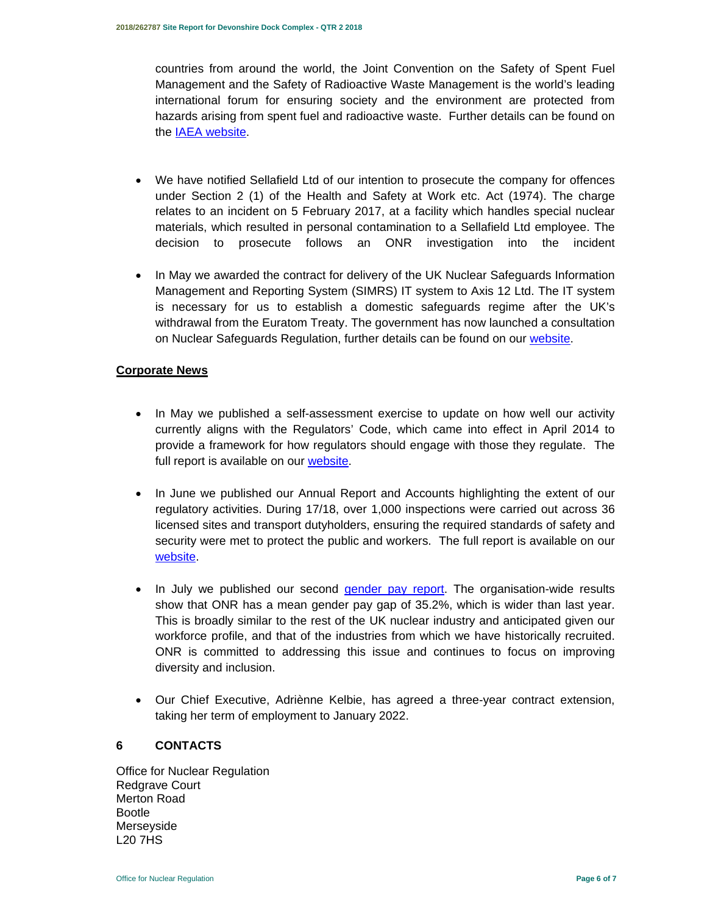countries from around the world, the Joint Convention on the Safety of Spent Fuel Management and the Safety of Radioactive Waste Management is the world's leading international forum for ensuring society and the environment are protected from hazards arising from spent fuel and radioactive waste. Further details can be found on the IAEA website.

- We have notified Sellafield Ltd of our intention to prosecute the company for offences under Section 2 (1) of the Health and Safety at Work etc. Act (1974). The charge relates to an incident on 5 February 2017, at a facility which handles special nuclear materials, which resulted in personal contamination to a Sellafield Ltd employee. The decision to prosecute follows an ONR investigation into the incident

- In May we awarded the contract for delivery of the UK Nuclear Safeguards Information Management and Reporting System (SIMRS) IT system to Axis 12 Ltd. The IT system is necessary for us to establish a domestic safeguards regime after the UK's withdrawal from the Euratom Treaty. The government has now launched a consultation on Nuclear Safeguards Regulation, further details can be found on our website.

**Corporate News**

- In May we published a self-assessment exercise to update on how well our activity currently aligns with the Regulators' Code, which came into effect in April 2014 to provide a framework for how regulators should engage with those they regulate. The full report is available on our website.

- In June we published our Annual Report and Accounts highlighting the extent of our regulatory activities. During 17/18, over 1,000 inspections were carried out across 36 licensed sites and transport dutyholders, ensuring the required standards of safety and security were met to protect the public and workers. The full report is available on our website.

- In July we published our second gender pay report. The organisation-wide results show that ONR has a mean gender pay gap of 35.2%, which is wider than last year. This is broadly similar to the rest of the UK nuclear industry and anticipated given our workforce profile, and that of the industries from which we have historically recruited. ONR is committed to addressing this issue and continues to focus on improving diversity and inclusion.

- Our Chief Executive, Adriènne Kelbie, has agreed a three-year contract extension, taking her term of employment to January 2022.

## 6 CONTACTS

Office for Nuclear Regulation
Redgrave Court
Merton Road
Bootle
Merseyside
L20 7HS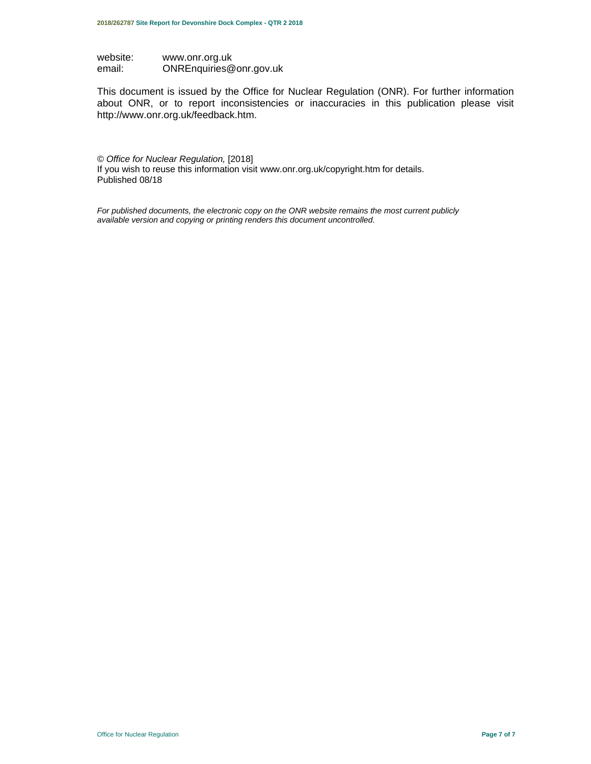website: www.onr.org.uk
email: ONREnquiries@onr.gov.uk

This document is issued by the Office for Nuclear Regulation (ONR). For further information about ONR, or to report inconsistencies or inaccuracies in this publication please visit http://www.onr.org.uk/feedback.htm.

© *Office for Nuclear Regulation,* [2018]
If you wish to reuse this information visit www.onr.org.uk/copyright.htm for details.
Published 08/18

*For published documents, the electronic copy on the ONR website remains the most current publicly available version and copying or printing renders this document uncontrolled.*